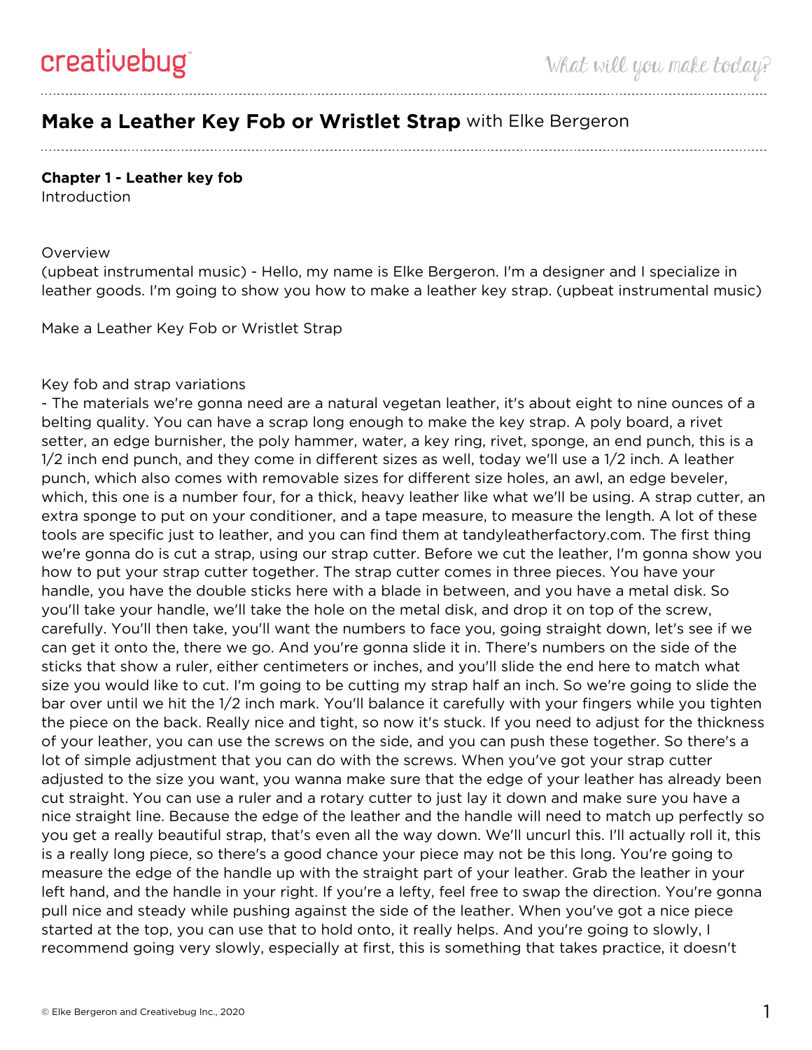# Make a Leather Key Fob or Wristlet Strap with Elke Bergeron

## Chapter 1 - Leather key fob

Introduction

Overview

(upbeat instrumental music) - Hello, my name is Elke Bergeron. I'm a designer and I specialize in leather goods. I'm going to show you how to make a leather key strap. (upbeat instrumental music)

Make a Leather Key Fob or Wristlet Strap

Key fob and strap variations

- The materials we're gonna need are a natural vegetan leather, it's about eight to nine ounces of a belting quality. You can have a scrap long enough to make the key strap. A poly board, a rivet setter, an edge burnisher, the poly hammer, water, a key ring, rivet, sponge, an end punch, this is a 1/2 inch end punch, and they come in different sizes as well, today we'll use a 1/2 inch. A leather punch, which also comes with removable sizes for different size holes, an awl, an edge beveler, which, this one is a number four, for a thick, heavy leather like what we'll be using. A strap cutter, an extra sponge to put on your conditioner, and a tape measure, to measure the length. A lot of these tools are specific just to leather, and you can find them at tandyleatherfactory.com. The first thing we're gonna do is cut a strap, using our strap cutter. Before we cut the leather, I'm gonna show you how to put your strap cutter together. The strap cutter comes in three pieces. You have your handle, you have the double sticks here with a blade in between, and you have a metal disk. So you'll take your handle, we'll take the hole on the metal disk, and drop it on top of the screw, carefully. You'll then take, you'll want the numbers to face you, going straight down, let's see if we can get it onto the, there we go. And you're gonna slide it in. There's numbers on the side of the sticks that show a ruler, either centimeters or inches, and you'll slide the end here to match what size you would like to cut. I'm going to be cutting my strap half an inch. So we're going to slide the bar over until we hit the 1/2 inch mark. You'll balance it carefully with your fingers while you tighten the piece on the back. Really nice and tight, so now it's stuck. If you need to adjust for the thickness of your leather, you can use the screws on the side, and you can push these together. So there's a lot of simple adjustment that you can do with the screws. When you've got your strap cutter adjusted to the size you want, you wanna make sure that the edge of your leather has already been cut straight. You can use a ruler and a rotary cutter to just lay it down and make sure you have a nice straight line. Because the edge of the leather and the handle will need to match up perfectly so you get a really beautiful strap, that's even all the way down. We'll uncurl this. I'll actually roll it, this is a really long piece, so there's a good chance your piece may not be this long. You're going to measure the edge of the handle up with the straight part of your leather. Grab the leather in your left hand, and the handle in your right. If you're a lefty, feel free to swap the direction. You're gonna pull nice and steady while pushing against the side of the leather. When you've got a nice piece started at the top, you can use that to hold onto, it really helps. And you're going to slowly, I recommend going very slowly, especially at first, this is something that takes practice, it doesn't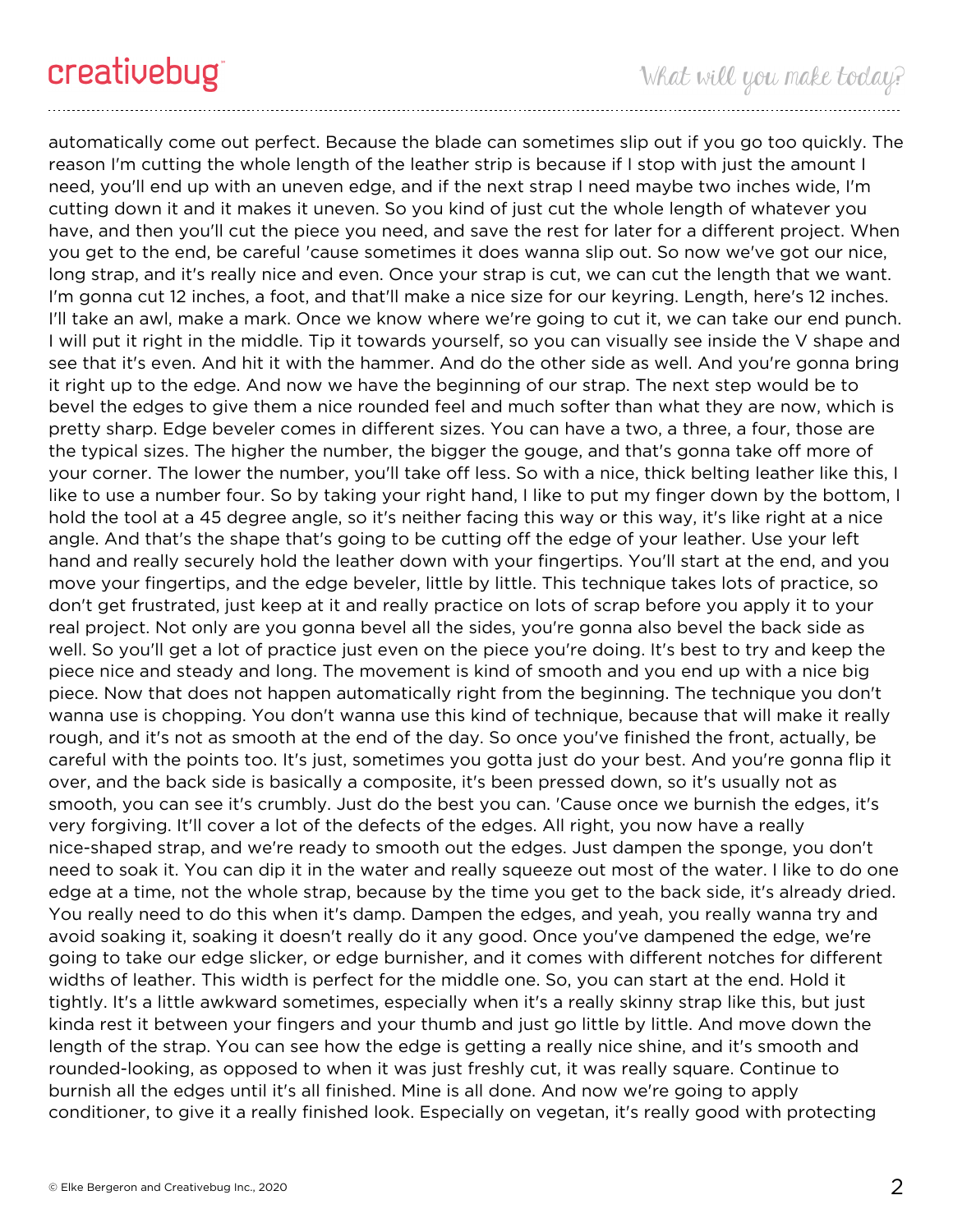automatically come out perfect. Because the blade can sometimes slip out if you go too quickly. The reason I'm cutting the whole length of the leather strip is because if I stop with just the amount I need, you'll end up with an uneven edge, and if the next strap I need maybe two inches wide, I'm cutting down it and it makes it uneven. So you kind of just cut the whole length of whatever you have, and then you'll cut the piece you need, and save the rest for later for a different project. When you get to the end, be careful 'cause sometimes it does wanna slip out. So now we've got our nice, long strap, and it's really nice and even. Once your strap is cut, we can cut the length that we want. I'm gonna cut 12 inches, a foot, and that'll make a nice size for our keyring. Length, here's 12 inches. I'll take an awl, make a mark. Once we know where we're going to cut it, we can take our end punch. I will put it right in the middle. Tip it towards yourself, so you can visually see inside the V shape and see that it's even. And hit it with the hammer. And do the other side as well. And you're gonna bring it right up to the edge. And now we have the beginning of our strap. The next step would be to bevel the edges to give them a nice rounded feel and much softer than what they are now, which is pretty sharp. Edge beveler comes in different sizes. You can have a two, a three, a four, those are the typical sizes. The higher the number, the bigger the gouge, and that's gonna take off more of your corner. The lower the number, you'll take off less. So with a nice, thick belting leather like this, I like to use a number four. So by taking your right hand, I like to put my finger down by the bottom, I hold the tool at a 45 degree angle, so it's neither facing this way or this way, it's like right at a nice angle. And that's the shape that's going to be cutting off the edge of your leather. Use your left hand and really securely hold the leather down with your fingertips. You'll start at the end, and you move your fingertips, and the edge beveler, little by little. This technique takes lots of practice, so don't get frustrated, just keep at it and really practice on lots of scrap before you apply it to your real project. Not only are you gonna bevel all the sides, you're gonna also bevel the back side as well. So you'll get a lot of practice just even on the piece you're doing. It's best to try and keep the piece nice and steady and long. The movement is kind of smooth and you end up with a nice big piece. Now that does not happen automatically right from the beginning. The technique you don't wanna use is chopping. You don't wanna use this kind of technique, because that will make it really rough, and it's not as smooth at the end of the day. So once you've finished the front, actually, be careful with the points too. It's just, sometimes you gotta just do your best. And you're gonna flip it over, and the back side is basically a composite, it's been pressed down, so it's usually not as smooth, you can see it's crumbly. Just do the best you can. 'Cause once we burnish the edges, it's very forgiving. It'll cover a lot of the defects of the edges. All right, you now have a really nice-shaped strap, and we're ready to smooth out the edges. Just dampen the sponge, you don't need to soak it. You can dip it in the water and really squeeze out most of the water. I like to do one edge at a time, not the whole strap, because by the time you get to the back side, it's already dried. You really need to do this when it's damp. Dampen the edges, and yeah, you really wanna try and avoid soaking it, soaking it doesn't really do it any good. Once you've dampened the edge, we're going to take our edge slicker, or edge burnisher, and it comes with different notches for different widths of leather. This width is perfect for the middle one. So, you can start at the end. Hold it tightly. It's a little awkward sometimes, especially when it's a really skinny strap like this, but just kinda rest it between your fingers and your thumb and just go little by little. And move down the length of the strap. You can see how the edge is getting a really nice shine, and it's smooth and rounded-looking, as opposed to when it was just freshly cut, it was really square. Continue to burnish all the edges until it's all finished. Mine is all done. And now we're going to apply conditioner, to give it a really finished look. Especially on vegetan, it's really good with protecting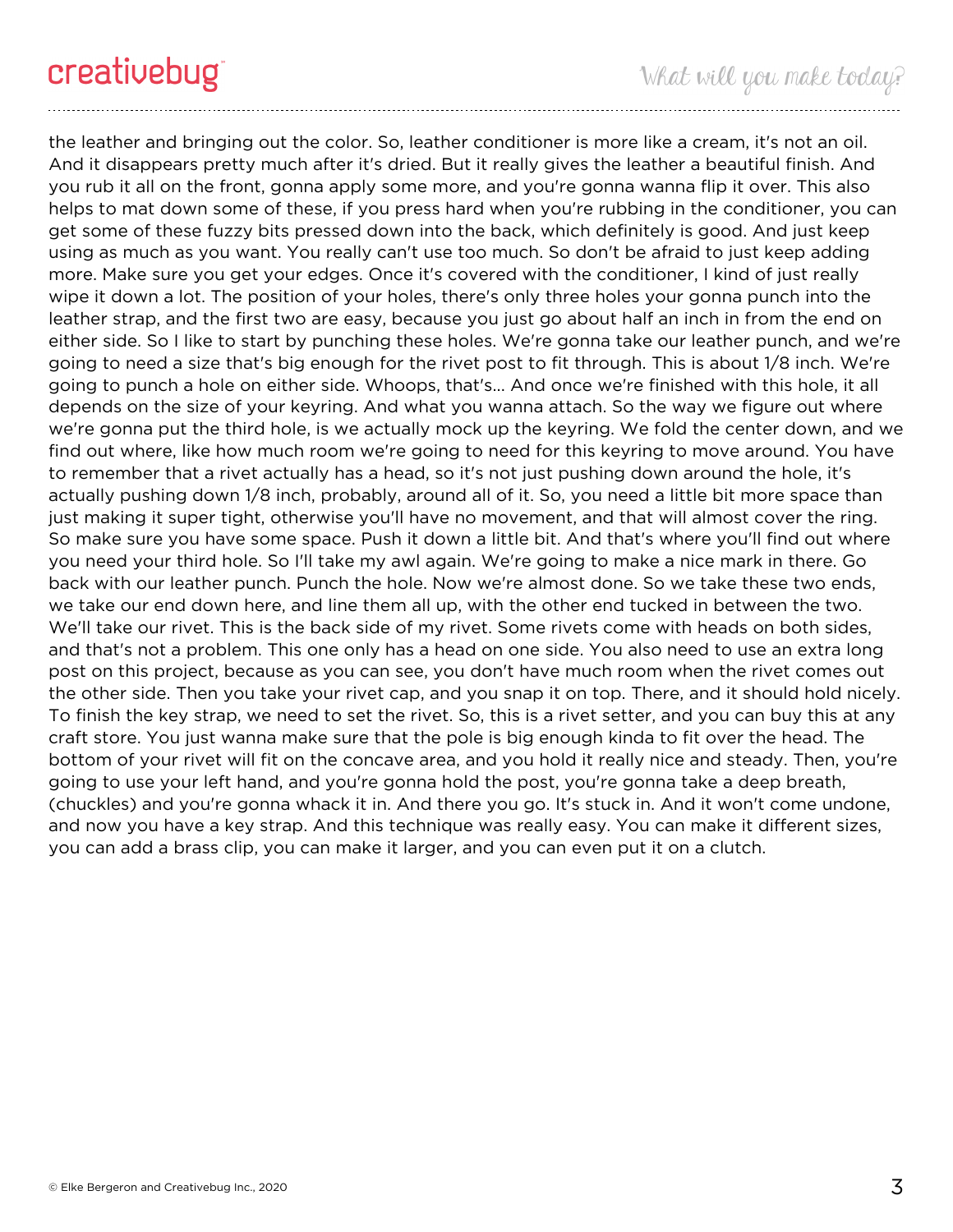the leather and bringing out the color. So, leather conditioner is more like a cream, it's not an oil. And it disappears pretty much after it's dried. But it really gives the leather a beautiful finish. And you rub it all on the front, gonna apply some more, and you're gonna wanna flip it over. This also helps to mat down some of these, if you press hard when you're rubbing in the conditioner, you can get some of these fuzzy bits pressed down into the back, which definitely is good. And just keep using as much as you want. You really can't use too much. So don't be afraid to just keep adding more. Make sure you get your edges. Once it's covered with the conditioner, I kind of just really wipe it down a lot. The position of your holes, there's only three holes your gonna punch into the leather strap, and the first two are easy, because you just go about half an inch in from the end on either side. So I like to start by punching these holes. We're gonna take our leather punch, and we're going to need a size that's big enough for the rivet post to fit through. This is about 1/8 inch. We're going to punch a hole on either side. Whoops, that's... And once we're finished with this hole, it all depends on the size of your keyring. And what you wanna attach. So the way we figure out where we're gonna put the third hole, is we actually mock up the keyring. We fold the center down, and we find out where, like how much room we're going to need for this keyring to move around. You have to remember that a rivet actually has a head, so it's not just pushing down around the hole, it's actually pushing down 1/8 inch, probably, around all of it. So, you need a little bit more space than just making it super tight, otherwise you'll have no movement, and that will almost cover the ring. So make sure you have some space. Push it down a little bit. And that's where you'll find out where you need your third hole. So I'll take my awl again. We're going to make a nice mark in there. Go back with our leather punch. Punch the hole. Now we're almost done. So we take these two ends, we take our end down here, and line them all up, with the other end tucked in between the two. We'll take our rivet. This is the back side of my rivet. Some rivets come with heads on both sides, and that's not a problem. This one only has a head on one side. You also need to use an extra long post on this project, because as you can see, you don't have much room when the rivet comes out the other side. Then you take your rivet cap, and you snap it on top. There, and it should hold nicely. To finish the key strap, we need to set the rivet. So, this is a rivet setter, and you can buy this at any craft store. You just wanna make sure that the pole is big enough kinda to fit over the head. The bottom of your rivet will fit on the concave area, and you hold it really nice and steady. Then, you're going to use your left hand, and you're gonna hold the post, you're gonna take a deep breath, (chuckles) and you're gonna whack it in. And there you go. It's stuck in. And it won't come undone, and now you have a key strap. And this technique was really easy. You can make it different sizes, you can add a brass clip, you can make it larger, and you can even put it on a clutch.